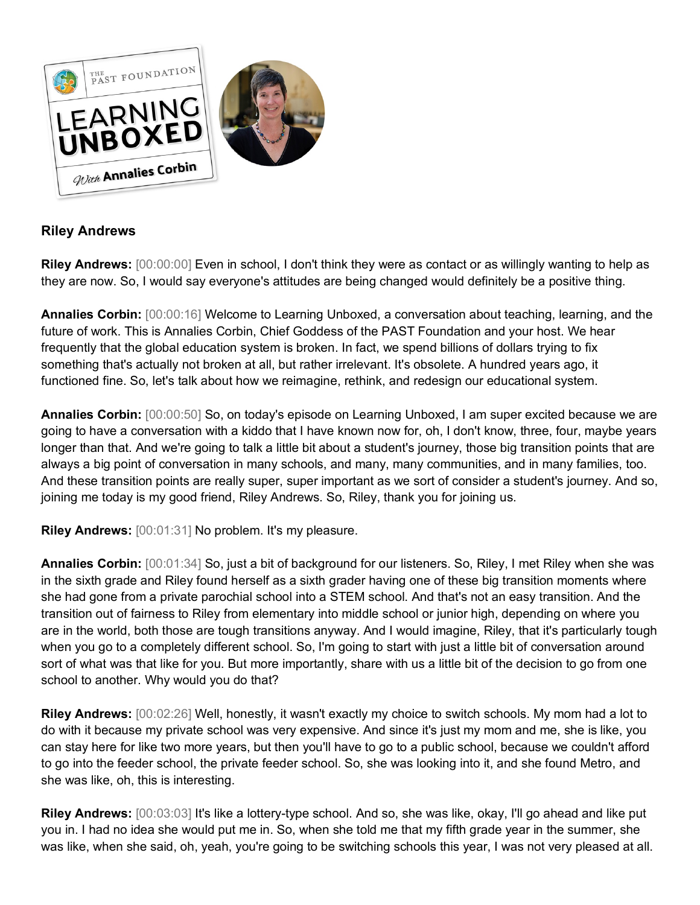## Riley Andrews

**Riley Andrews:** [00:00:00] Even in school, I don't think they were as contact or as willingly wanting to help as they are now. So, I would say everyone's attitudes are being changed would definitely be a positive thing.

**Annalies Corbin:** [00:00:16] Welcome to Learning Unboxed, a conversation about teaching, learning, and the future of work. This is Annalies Corbin, Chief Goddess of the PAST Foundation and your host. We hear frequently that the global education system is broken. In fact, we spend billions of dollars trying to fix something that's actually not broken at all, but rather irrelevant. It's obsolete. A hundred years ago, it functioned fine. So, let's talk about how we reimagine, rethink, and redesign our educational system.

**Annalies Corbin:** [00:00:50] So, on today's episode on Learning Unboxed, I am super excited because we are going to have a conversation with a kiddo that I have known now for, oh, I don't know, three, four, maybe years longer than that. And we're going to talk a little bit about a student's journey, those big transition points that are always a big point of conversation in many schools, and many, many communities, and in many families, too. And these transition points are really super, super important as we sort of consider a student's journey. And so, joining me today is my good friend, Riley Andrews. So, Riley, thank you for joining us.

**Riley Andrews:** [00:01:31] No problem. It's my pleasure.

**Annalies Corbin:** [00:01:34] So, just a bit of background for our listeners. So, Riley, I met Riley when she was in the sixth grade and Riley found herself as a sixth grader having one of these big transition moments where she had gone from a private parochial school into a STEM school. And that's not an easy transition. And the transition out of fairness to Riley from elementary into middle school or junior high, depending on where you are in the world, both those are tough transitions anyway. And I would imagine, Riley, that it's particularly tough when you go to a completely different school. So, I'm going to start with just a little bit of conversation around sort of what was that like for you. But more importantly, share with us a little bit of the decision to go from one school to another. Why would you do that?

**Riley Andrews:** [00:02:26] Well, honestly, it wasn't exactly my choice to switch schools. My mom had a lot to do with it because my private school was very expensive. And since it's just my mom and me, she is like, you can stay here for like two more years, but then you'll have to go to a public school, because we couldn't afford to go into the feeder school, the private feeder school. So, she was looking into it, and she found Metro, and she was like, oh, this is interesting.

**Riley Andrews:** [00:03:03] It's like a lottery-type school. And so, she was like, okay, I'll go ahead and like put you in. I had no idea she would put me in. So, when she told me that my fifth grade year in the summer, she was like, when she said, oh, yeah, you're going to be switching schools this year, I was not very pleased at all.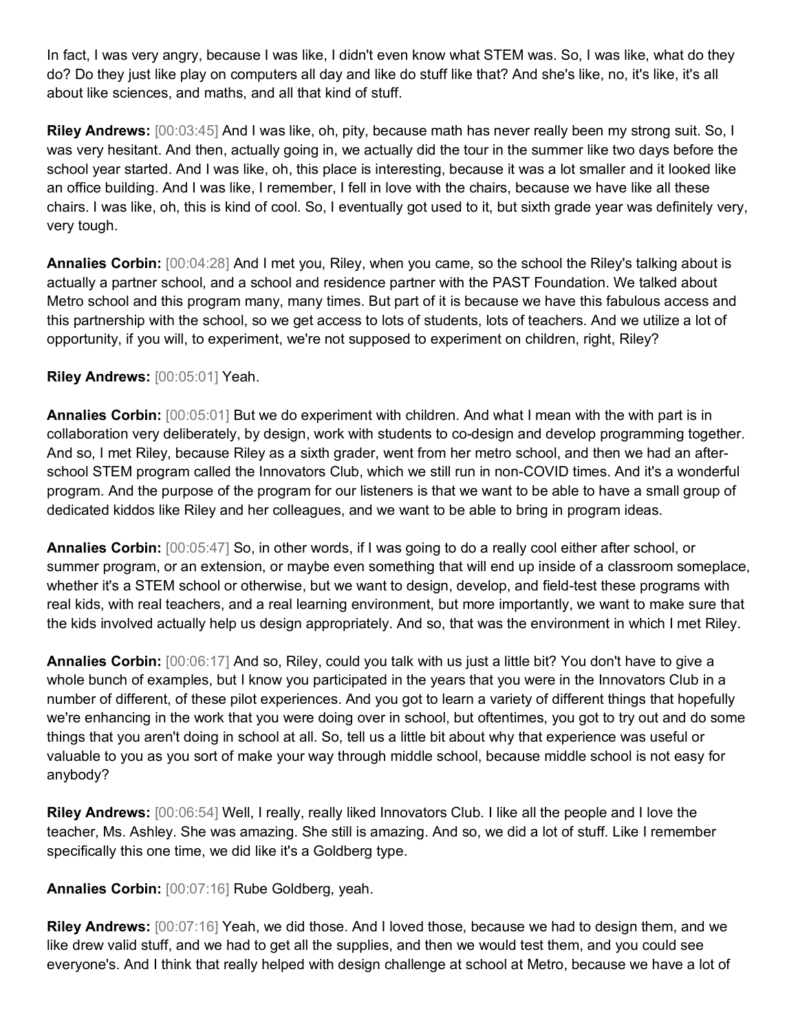In fact, I was very angry, because I was like, I didn't even know what STEM was. So, I was like, what do they do? Do they just like play on computers all day and like do stuff like that? And she's like, no, it's like, it's all about like sciences, and maths, and all that kind of stuff.

**Riley Andrews:** [00:03:45] And I was like, oh, pity, because math has never really been my strong suit. So, I was very hesitant. And then, actually going in, we actually did the tour in the summer like two days before the school year started. And I was like, oh, this place is interesting, because it was a lot smaller and it looked like an office building. And I was like, I remember, I fell in love with the chairs, because we have like all these chairs. I was like, oh, this is kind of cool. So, I eventually got used to it, but sixth grade year was definitely very, very tough.

**Annalies Corbin:** [00:04:28] And I met you, Riley, when you came, so the school the Riley's talking about is actually a partner school, and a school and residence partner with the PAST Foundation. We talked about Metro school and this program many, many times. But part of it is because we have this fabulous access and this partnership with the school, so we get access to lots of students, lots of teachers. And we utilize a lot of opportunity, if you will, to experiment, we're not supposed to experiment on children, right, Riley?

**Riley Andrews:** [00:05:01] Yeah.

**Annalies Corbin:** [00:05:01] But we do experiment with children. And what I mean with the with part is in collaboration very deliberately, by design, work with students to co-design and develop programming together. And so, I met Riley, because Riley as a sixth grader, went from her metro school, and then we had an after-school STEM program called the Innovators Club, which we still run in non-COVID times. And it's a wonderful program. And the purpose of the program for our listeners is that we want to be able to have a small group of dedicated kiddos like Riley and her colleagues, and we want to be able to bring in program ideas.

**Annalies Corbin:** [00:05:47] So, in other words, if I was going to do a really cool either after school, or summer program, or an extension, or maybe even something that will end up inside of a classroom someplace, whether it's a STEM school or otherwise, but we want to design, develop, and field-test these programs with real kids, with real teachers, and a real learning environment, but more importantly, we want to make sure that the kids involved actually help us design appropriately. And so, that was the environment in which I met Riley.

**Annalies Corbin:** [00:06:17] And so, Riley, could you talk with us just a little bit? You don't have to give a whole bunch of examples, but I know you participated in the years that you were in the Innovators Club in a number of different, of these pilot experiences. And you got to learn a variety of different things that hopefully we're enhancing in the work that you were doing over in school, but oftentimes, you got to try out and do some things that you aren't doing in school at all. So, tell us a little bit about why that experience was useful or valuable to you as you sort of make your way through middle school, because middle school is not easy for anybody?

**Riley Andrews:** [00:06:54] Well, I really, really liked Innovators Club. I like all the people and I love the teacher, Ms. Ashley. She was amazing. She still is amazing. And so, we did a lot of stuff. Like I remember specifically this one time, we did like it's a Goldberg type.

**Annalies Corbin:** [00:07:16] Rube Goldberg, yeah.

**Riley Andrews:** [00:07:16] Yeah, we did those. And I loved those, because we had to design them, and we like drew valid stuff, and we had to get all the supplies, and then we would test them, and you could see everyone's. And I think that really helped with design challenge at school at Metro, because we have a lot of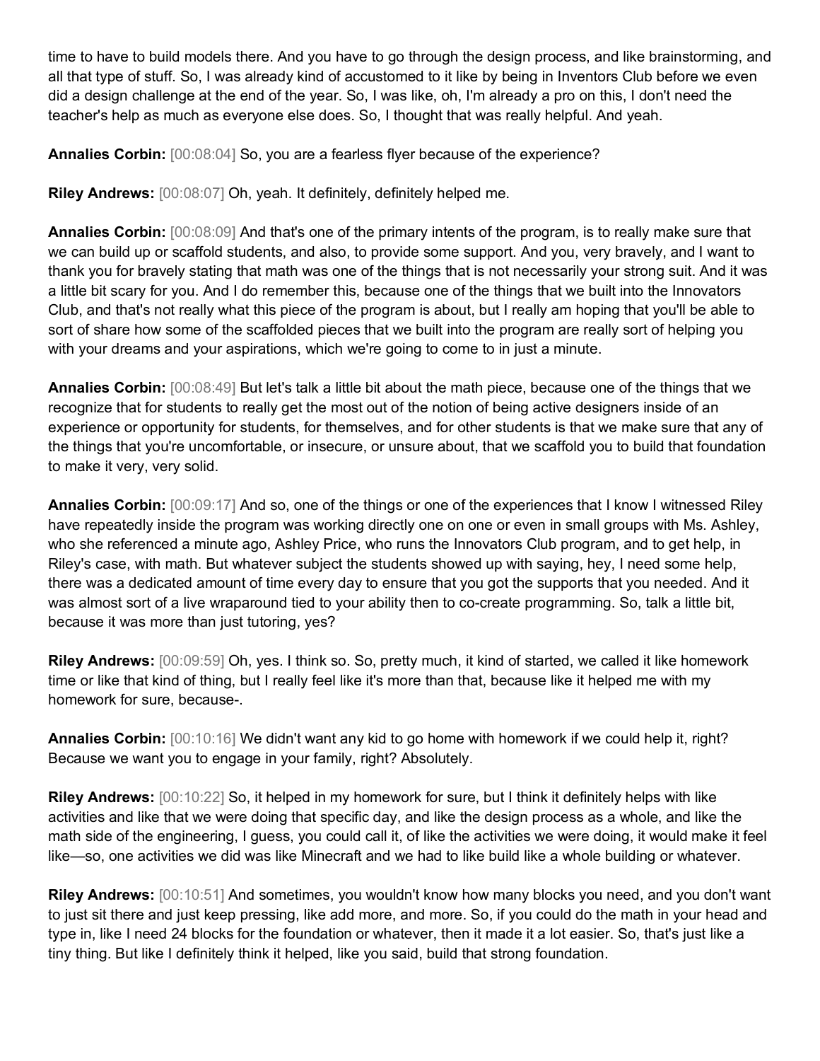time to have to build models there. And you have to go through the design process, and like brainstorming, and all that type of stuff. So, I was already kind of accustomed to it like by being in Inventors Club before we even did a design challenge at the end of the year. So, I was like, oh, I'm already a pro on this, I don't need the teacher's help as much as everyone else does. So, I thought that was really helpful. And yeah.

**Annalies Corbin:** [00:08:04] So, you are a fearless flyer because of the experience?

**Riley Andrews:** [00:08:07] Oh, yeah. It definitely, definitely helped me.

**Annalies Corbin:** [00:08:09] And that's one of the primary intents of the program, is to really make sure that we can build up or scaffold students, and also, to provide some support. And you, very bravely, and I want to thank you for bravely stating that math was one of the things that is not necessarily your strong suit. And it was a little bit scary for you. And I do remember this, because one of the things that we built into the Innovators Club, and that's not really what this piece of the program is about, but I really am hoping that you'll be able to sort of share how some of the scaffolded pieces that we built into the program are really sort of helping you with your dreams and your aspirations, which we're going to come to in just a minute.

**Annalies Corbin:** [00:08:49] But let's talk a little bit about the math piece, because one of the things that we recognize that for students to really get the most out of the notion of being active designers inside of an experience or opportunity for students, for themselves, and for other students is that we make sure that any of the things that you're uncomfortable, or insecure, or unsure about, that we scaffold you to build that foundation to make it very, very solid.

**Annalies Corbin:** [00:09:17] And so, one of the things or one of the experiences that I know I witnessed Riley have repeatedly inside the program was working directly one on one or even in small groups with Ms. Ashley, who she referenced a minute ago, Ashley Price, who runs the Innovators Club program, and to get help, in Riley's case, with math. But whatever subject the students showed up with saying, hey, I need some help, there was a dedicated amount of time every day to ensure that you got the supports that you needed. And it was almost sort of a live wraparound tied to your ability then to co-create programming. So, talk a little bit, because it was more than just tutoring, yes?

**Riley Andrews:** [00:09:59] Oh, yes. I think so. So, pretty much, it kind of started, we called it like homework time or like that kind of thing, but I really feel like it's more than that, because like it helped me with my homework for sure, because-.

**Annalies Corbin:** [00:10:16] We didn't want any kid to go home with homework if we could help it, right? Because we want you to engage in your family, right? Absolutely.

**Riley Andrews:** [00:10:22] So, it helped in my homework for sure, but I think it definitely helps with like activities and like that we were doing that specific day, and like the design process as a whole, and like the math side of the engineering, I guess, you could call it, of like the activities we were doing, it would make it feel like—so, one activities we did was like Minecraft and we had to like build like a whole building or whatever.

**Riley Andrews:** [00:10:51] And sometimes, you wouldn't know how many blocks you need, and you don't want to just sit there and just keep pressing, like add more, and more. So, if you could do the math in your head and type in, like I need 24 blocks for the foundation or whatever, then it made it a lot easier. So, that's just like a tiny thing. But like I definitely think it helped, like you said, build that strong foundation.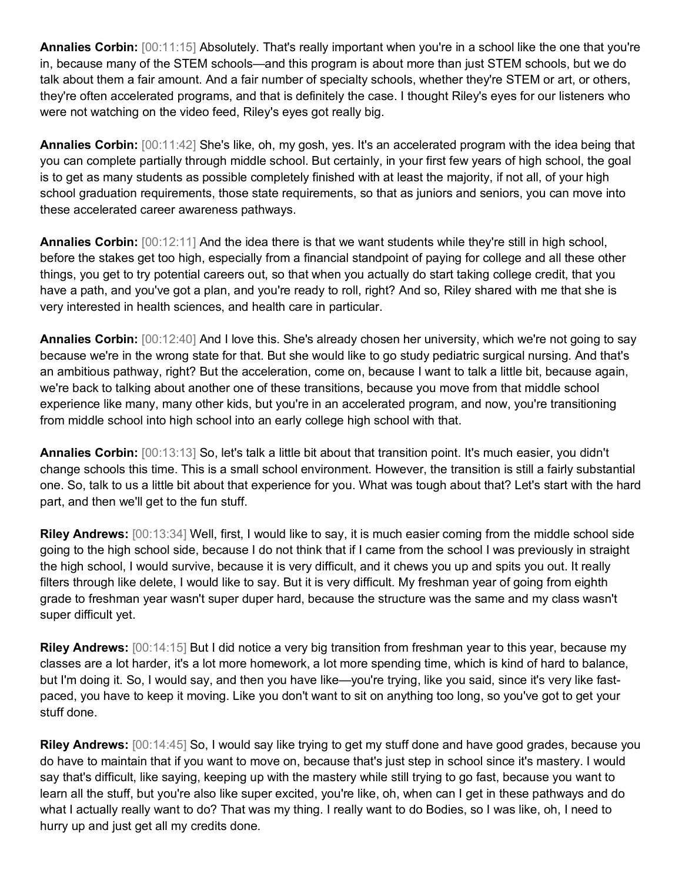**Annalies Corbin:** [00:11:15] Absolutely. That's really important when you're in a school like the one that you're in, because many of the STEM schools—and this program is about more than just STEM schools, but we do talk about them a fair amount. And a fair number of specialty schools, whether they're STEM or art, or others, they're often accelerated programs, and that is definitely the case. I thought Riley's eyes for our listeners who were not watching on the video feed, Riley's eyes got really big.

**Annalies Corbin:** [00:11:42] She's like, oh, my gosh, yes. It's an accelerated program with the idea being that you can complete partially through middle school. But certainly, in your first few years of high school, the goal is to get as many students as possible completely finished with at least the majority, if not all, of your high school graduation requirements, those state requirements, so that as juniors and seniors, you can move into these accelerated career awareness pathways.

**Annalies Corbin:** [00:12:11] And the idea there is that we want students while they're still in high school, before the stakes get too high, especially from a financial standpoint of paying for college and all these other things, you get to try potential careers out, so that when you actually do start taking college credit, that you have a path, and you've got a plan, and you're ready to roll, right? And so, Riley shared with me that she is very interested in health sciences, and health care in particular.

**Annalies Corbin:** [00:12:40] And I love this. She's already chosen her university, which we're not going to say because we're in the wrong state for that. But she would like to go study pediatric surgical nursing. And that's an ambitious pathway, right? But the acceleration, come on, because I want to talk a little bit, because again, we're back to talking about another one of these transitions, because you move from that middle school experience like many, many other kids, but you're in an accelerated program, and now, you're transitioning from middle school into high school into an early college high school with that.

**Annalies Corbin:** [00:13:13] So, let's talk a little bit about that transition point. It's much easier, you didn't change schools this time. This is a small school environment. However, the transition is still a fairly substantial one. So, talk to us a little bit about that experience for you. What was tough about that? Let's start with the hard part, and then we'll get to the fun stuff.

**Riley Andrews:** [00:13:34] Well, first, I would like to say, it is much easier coming from the middle school side going to the high school side, because I do not think that if I came from the school I was previously in straight the high school, I would survive, because it is very difficult, and it chews you up and spits you out. It really filters through like delete, I would like to say. But it is very difficult. My freshman year of going from eighth grade to freshman year wasn't super duper hard, because the structure was the same and my class wasn't super difficult yet.

**Riley Andrews:** [00:14:15] But I did notice a very big transition from freshman year to this year, because my classes are a lot harder, it's a lot more homework, a lot more spending time, which is kind of hard to balance, but I'm doing it. So, I would say, and then you have like—you're trying, like you said, since it's very like fast-paced, you have to keep it moving. Like you don't want to sit on anything too long, so you've got to get your stuff done.

**Riley Andrews:** [00:14:45] So, I would say like trying to get my stuff done and have good grades, because you do have to maintain that if you want to move on, because that's just step in school since it's mastery. I would say that's difficult, like saying, keeping up with the mastery while still trying to go fast, because you want to learn all the stuff, but you're also like super excited, you're like, oh, when can I get in these pathways and do what I actually really want to do? That was my thing. I really want to do Bodies, so I was like, oh, I need to hurry up and just get all my credits done.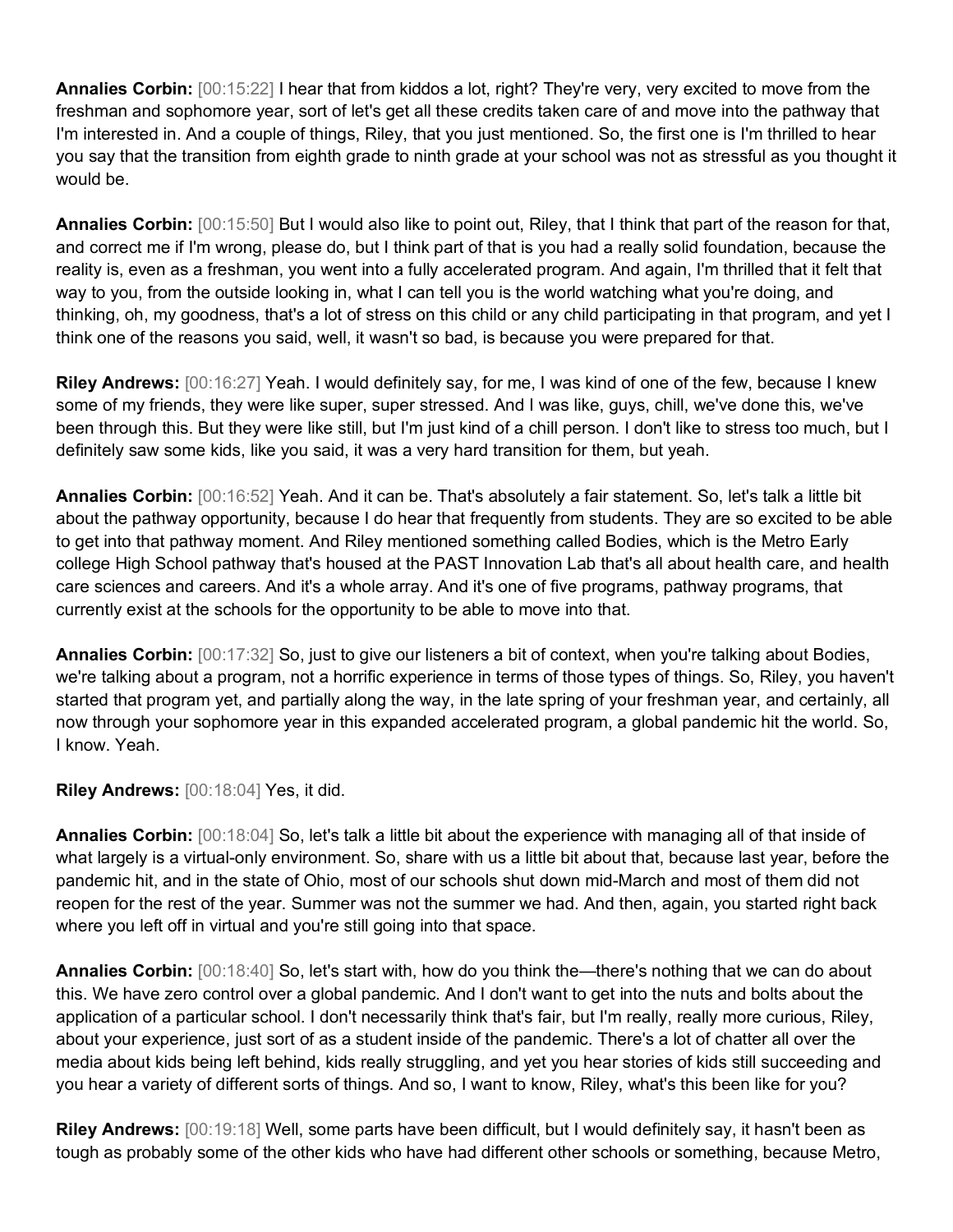**Annalies Corbin:** [00:15:22] I hear that from kiddos a lot, right? They're very, very excited to move from the freshman and sophomore year, sort of let's get all these credits taken care of and move into the pathway that I'm interested in. And a couple of things, Riley, that you just mentioned. So, the first one is I'm thrilled to hear you say that the transition from eighth grade to ninth grade at your school was not as stressful as you thought it would be.

**Annalies Corbin:** [00:15:50] But I would also like to point out, Riley, that I think that part of the reason for that, and correct me if I'm wrong, please do, but I think part of that is you had a really solid foundation, because the reality is, even as a freshman, you went into a fully accelerated program. And again, I'm thrilled that it felt that way to you, from the outside looking in, what I can tell you is the world watching what you're doing, and thinking, oh, my goodness, that's a lot of stress on this child or any child participating in that program, and yet I think one of the reasons you said, well, it wasn't so bad, is because you were prepared for that.

**Riley Andrews:** [00:16:27] Yeah. I would definitely say, for me, I was kind of one of the few, because I knew some of my friends, they were like super, super stressed. And I was like, guys, chill, we've done this, we've been through this. But they were like still, but I'm just kind of a chill person. I don't like to stress too much, but I definitely saw some kids, like you said, it was a very hard transition for them, but yeah.

**Annalies Corbin:** [00:16:52] Yeah. And it can be. That's absolutely a fair statement. So, let's talk a little bit about the pathway opportunity, because I do hear that frequently from students. They are so excited to be able to get into that pathway moment. And Riley mentioned something called Bodies, which is the Metro Early college High School pathway that's housed at the PAST Innovation Lab that's all about health care, and health care sciences and careers. And it's a whole array. And it's one of five programs, pathway programs, that currently exist at the schools for the opportunity to be able to move into that.

**Annalies Corbin:** [00:17:32] So, just to give our listeners a bit of context, when you're talking about Bodies, we're talking about a program, not a horrific experience in terms of those types of things. So, Riley, you haven't started that program yet, and partially along the way, in the late spring of your freshman year, and certainly, all now through your sophomore year in this expanded accelerated program, a global pandemic hit the world. So, I know. Yeah.

**Riley Andrews:** [00:18:04] Yes, it did.

**Annalies Corbin:** [00:18:04] So, let's talk a little bit about the experience with managing all of that inside of what largely is a virtual-only environment. So, share with us a little bit about that, because last year, before the pandemic hit, and in the state of Ohio, most of our schools shut down mid-March and most of them did not reopen for the rest of the year. Summer was not the summer we had. And then, again, you started right back where you left off in virtual and you're still going into that space.

**Annalies Corbin:** [00:18:40] So, let's start with, how do you think the—there's nothing that we can do about this. We have zero control over a global pandemic. And I don't want to get into the nuts and bolts about the application of a particular school. I don't necessarily think that's fair, but I'm really, really more curious, Riley, about your experience, just sort of as a student inside of the pandemic. There's a lot of chatter all over the media about kids being left behind, kids really struggling, and yet you hear stories of kids still succeeding and you hear a variety of different sorts of things. And so, I want to know, Riley, what's this been like for you?

**Riley Andrews:** [00:19:18] Well, some parts have been difficult, but I would definitely say, it hasn't been as tough as probably some of the other kids who have had different other schools or something, because Metro,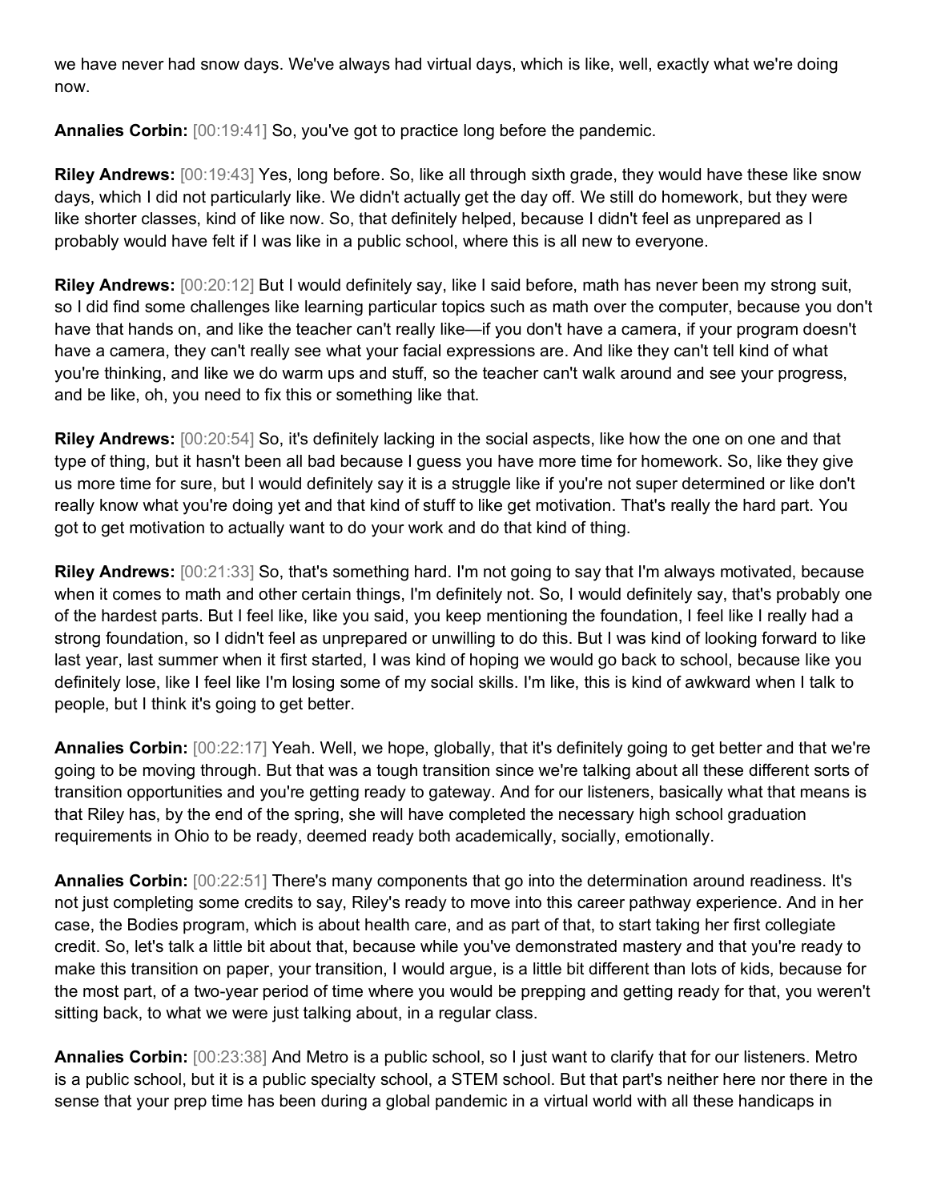we have never had snow days. We've always had virtual days, which is like, well, exactly what we're doing now.

**Annalies Corbin:** [00:19:41] So, you've got to practice long before the pandemic.

**Riley Andrews:** [00:19:43] Yes, long before. So, like all through sixth grade, they would have these like snow days, which I did not particularly like. We didn't actually get the day off. We still do homework, but they were like shorter classes, kind of like now. So, that definitely helped, because I didn't feel as unprepared as I probably would have felt if I was like in a public school, where this is all new to everyone.

**Riley Andrews:** [00:20:12] But I would definitely say, like I said before, math has never been my strong suit, so I did find some challenges like learning particular topics such as math over the computer, because you don't have that hands on, and like the teacher can't really like—if you don't have a camera, if your program doesn't have a camera, they can't really see what your facial expressions are. And like they can't tell kind of what you're thinking, and like we do warm ups and stuff, so the teacher can't walk around and see your progress, and be like, oh, you need to fix this or something like that.

**Riley Andrews:** [00:20:54] So, it's definitely lacking in the social aspects, like how the one on one and that type of thing, but it hasn't been all bad because I guess you have more time for homework. So, like they give us more time for sure, but I would definitely say it is a struggle like if you're not super determined or like don't really know what you're doing yet and that kind of stuff to like get motivation. That's really the hard part. You got to get motivation to actually want to do your work and do that kind of thing.

**Riley Andrews:** [00:21:33] So, that's something hard. I'm not going to say that I'm always motivated, because when it comes to math and other certain things, I'm definitely not. So, I would definitely say, that's probably one of the hardest parts. But I feel like, like you said, you keep mentioning the foundation, I feel like I really had a strong foundation, so I didn't feel as unprepared or unwilling to do this. But I was kind of looking forward to like last year, last summer when it first started, I was kind of hoping we would go back to school, because like you definitely lose, like I feel like I'm losing some of my social skills. I'm like, this is kind of awkward when I talk to people, but I think it's going to get better.

**Annalies Corbin:** [00:22:17] Yeah. Well, we hope, globally, that it's definitely going to get better and that we're going to be moving through. But that was a tough transition since we're talking about all these different sorts of transition opportunities and you're getting ready to gateway. And for our listeners, basically what that means is that Riley has, by the end of the spring, she will have completed the necessary high school graduation requirements in Ohio to be ready, deemed ready both academically, socially, emotionally.

**Annalies Corbin:** [00:22:51] There's many components that go into the determination around readiness. It's not just completing some credits to say, Riley's ready to move into this career pathway experience. And in her case, the Bodies program, which is about health care, and as part of that, to start taking her first collegiate credit. So, let's talk a little bit about that, because while you've demonstrated mastery and that you're ready to make this transition on paper, your transition, I would argue, is a little bit different than lots of kids, because for the most part, of a two-year period of time where you would be prepping and getting ready for that, you weren't sitting back, to what we were just talking about, in a regular class.

**Annalies Corbin:** [00:23:38] And Metro is a public school, so I just want to clarify that for our listeners. Metro is a public school, but it is a public specialty school, a STEM school. But that part's neither here nor there in the sense that your prep time has been during a global pandemic in a virtual world with all these handicaps in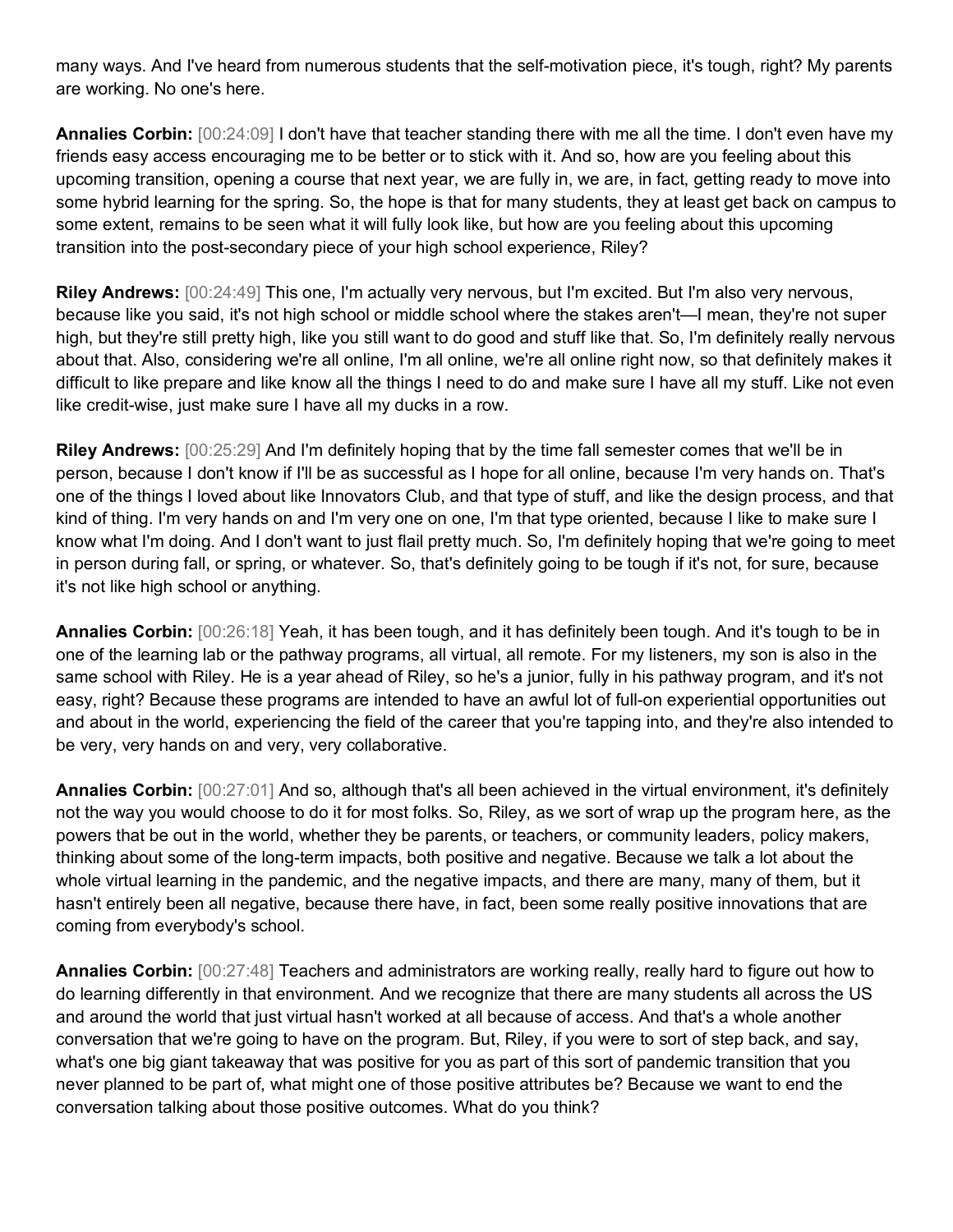many ways. And I've heard from numerous students that the self-motivation piece, it's tough, right? My parents are working. No one's here.

**Annalies Corbin:** [00:24:09] I don't have that teacher standing there with me all the time. I don't even have my friends easy access encouraging me to be better or to stick with it. And so, how are you feeling about this upcoming transition, opening a course that next year, we are fully in, we are, in fact, getting ready to move into some hybrid learning for the spring. So, the hope is that for many students, they at least get back on campus to some extent, remains to be seen what it will fully look like, but how are you feeling about this upcoming transition into the post-secondary piece of your high school experience, Riley?

**Riley Andrews:** [00:24:49] This one, I'm actually very nervous, but I'm excited. But I'm also very nervous, because like you said, it's not high school or middle school where the stakes aren't—I mean, they're not super high, but they're still pretty high, like you still want to do good and stuff like that. So, I'm definitely really nervous about that. Also, considering we're all online, I'm all online, we're all online right now, so that definitely makes it difficult to like prepare and like know all the things I need to do and make sure I have all my stuff. Like not even like credit-wise, just make sure I have all my ducks in a row.

**Riley Andrews:** [00:25:29] And I'm definitely hoping that by the time fall semester comes that we'll be in person, because I don't know if I'll be as successful as I hope for all online, because I'm very hands on. That's one of the things I loved about like Innovators Club, and that type of stuff, and like the design process, and that kind of thing. I'm very hands on and I'm very one on one, I'm that type oriented, because I like to make sure I know what I'm doing. And I don't want to just flail pretty much. So, I'm definitely hoping that we're going to meet in person during fall, or spring, or whatever. So, that's definitely going to be tough if it's not, for sure, because it's not like high school or anything.

**Annalies Corbin:** [00:26:18] Yeah, it has been tough, and it has definitely been tough. And it's tough to be in one of the learning lab or the pathway programs, all virtual, all remote. For my listeners, my son is also in the same school with Riley. He is a year ahead of Riley, so he's a junior, fully in his pathway program, and it's not easy, right? Because these programs are intended to have an awful lot of full-on experiential opportunities out and about in the world, experiencing the field of the career that you're tapping into, and they're also intended to be very, very hands on and very, very collaborative.

**Annalies Corbin:** [00:27:01] And so, although that's all been achieved in the virtual environment, it's definitely not the way you would choose to do it for most folks. So, Riley, as we sort of wrap up the program here, as the powers that be out in the world, whether they be parents, or teachers, or community leaders, policy makers, thinking about some of the long-term impacts, both positive and negative. Because we talk a lot about the whole virtual learning in the pandemic, and the negative impacts, and there are many, many of them, but it hasn't entirely been all negative, because there have, in fact, been some really positive innovations that are coming from everybody's school.

**Annalies Corbin:** [00:27:48] Teachers and administrators are working really, really hard to figure out how to do learning differently in that environment. And we recognize that there are many students all across the US and around the world that just virtual hasn't worked at all because of access. And that's a whole another conversation that we're going to have on the program. But, Riley, if you were to sort of step back, and say, what's one big giant takeaway that was positive for you as part of this sort of pandemic transition that you never planned to be part of, what might one of those positive attributes be? Because we want to end the conversation talking about those positive outcomes. What do you think?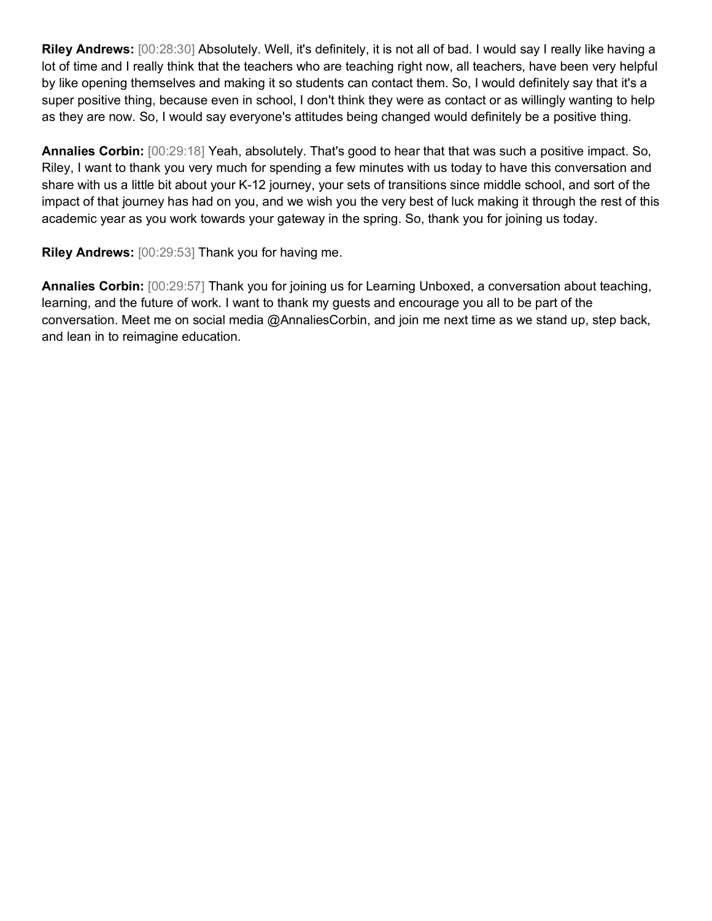**Riley Andrews:** [00:28:30] Absolutely. Well, it's definitely, it is not all of bad. I would say I really like having a lot of time and I really think that the teachers who are teaching right now, all teachers, have been very helpful by like opening themselves and making it so students can contact them. So, I would definitely say that it's a super positive thing, because even in school, I don't think they were as contact or as willingly wanting to help as they are now. So, I would say everyone's attitudes being changed would definitely be a positive thing.

**Annalies Corbin:** [00:29:18] Yeah, absolutely. That's good to hear that that was such a positive impact. So, Riley, I want to thank you very much for spending a few minutes with us today to have this conversation and share with us a little bit about your K-12 journey, your sets of transitions since middle school, and sort of the impact of that journey has had on you, and we wish you the very best of luck making it through the rest of this academic year as you work towards your gateway in the spring. So, thank you for joining us today.

**Riley Andrews:** [00:29:53] Thank you for having me.

**Annalies Corbin:** [00:29:57] Thank you for joining us for Learning Unboxed, a conversation about teaching, learning, and the future of work. I want to thank my guests and encourage you all to be part of the conversation. Meet me on social media @AnnaliesCorbin, and join me next time as we stand up, step back, and lean in to reimagine education.